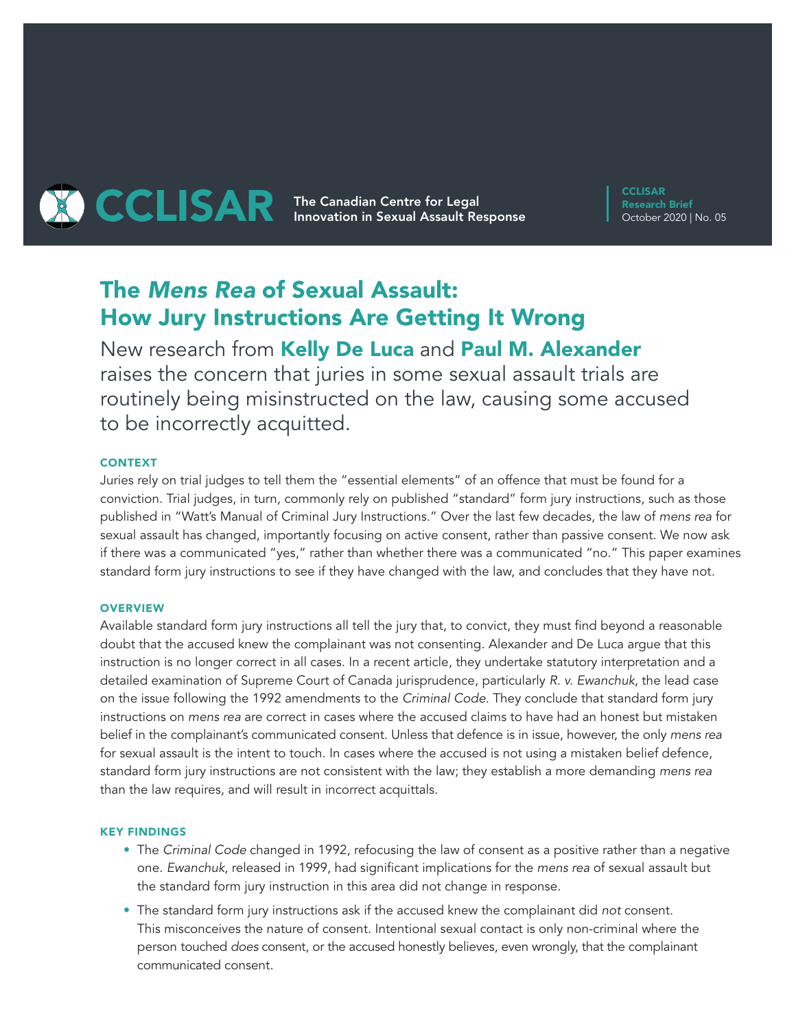CCLISAR The Canadian Centre for Legal Innovation in Sexual Assault Response

CCLISAR Research Brief
October 2020 | No. 05

# The *Mens Rea* of Sexual Assault: How Jury Instructions Are Getting It Wrong

New research from **Kelly De Luca** and **Paul M. Alexander** raises the concern that juries in some sexual assault trials are routinely being misinstructed on the law, causing some accused to be incorrectly acquitted.

### CONTEXT

Juries rely on trial judges to tell them the "essential elements" of an offence that must be found for a conviction. Trial judges, in turn, commonly rely on published "standard" form jury instructions, such as those published in "Watt's Manual of Criminal Jury Instructions." Over the last few decades, the law of *mens rea* for sexual assault has changed, importantly focusing on active consent, rather than passive consent. We now ask if there was a communicated "yes," rather than whether there was a communicated "no." This paper examines standard form jury instructions to see if they have changed with the law, and concludes that they have not.

### OVERVIEW

Available standard form jury instructions all tell the jury that, to convict, they must find beyond a reasonable doubt that the accused knew the complainant was not consenting. Alexander and De Luca argue that this instruction is no longer correct in all cases. In a recent article, they undertake statutory interpretation and a detailed examination of Supreme Court of Canada jurisprudence, particularly *R. v. Ewanchuk*, the lead case on the issue following the 1992 amendments to the *Criminal Code*. They conclude that standard form jury instructions on *mens rea* are correct in cases where the accused claims to have had an honest but mistaken belief in the complainant's communicated consent. Unless that defence is in issue, however, the only *mens rea* for sexual assault is the intent to touch. In cases where the accused is not using a mistaken belief defence, standard form jury instructions are not consistent with the law; they establish a more demanding *mens rea* than the law requires, and will result in incorrect acquittals.

### KEY FINDINGS

- The *Criminal Code* changed in 1992, refocusing the law of consent as a positive rather than a negative one. *Ewanchuk*, released in 1999, had significant implications for the *mens rea* of sexual assault but the standard form jury instruction in this area did not change in response.
- The standard form jury instructions ask if the accused knew the complainant did *not* consent. This misconceives the nature of consent. Intentional sexual contact is only non-criminal where the person touched *does* consent, or the accused honestly believes, even wrongly, that the complainant communicated consent.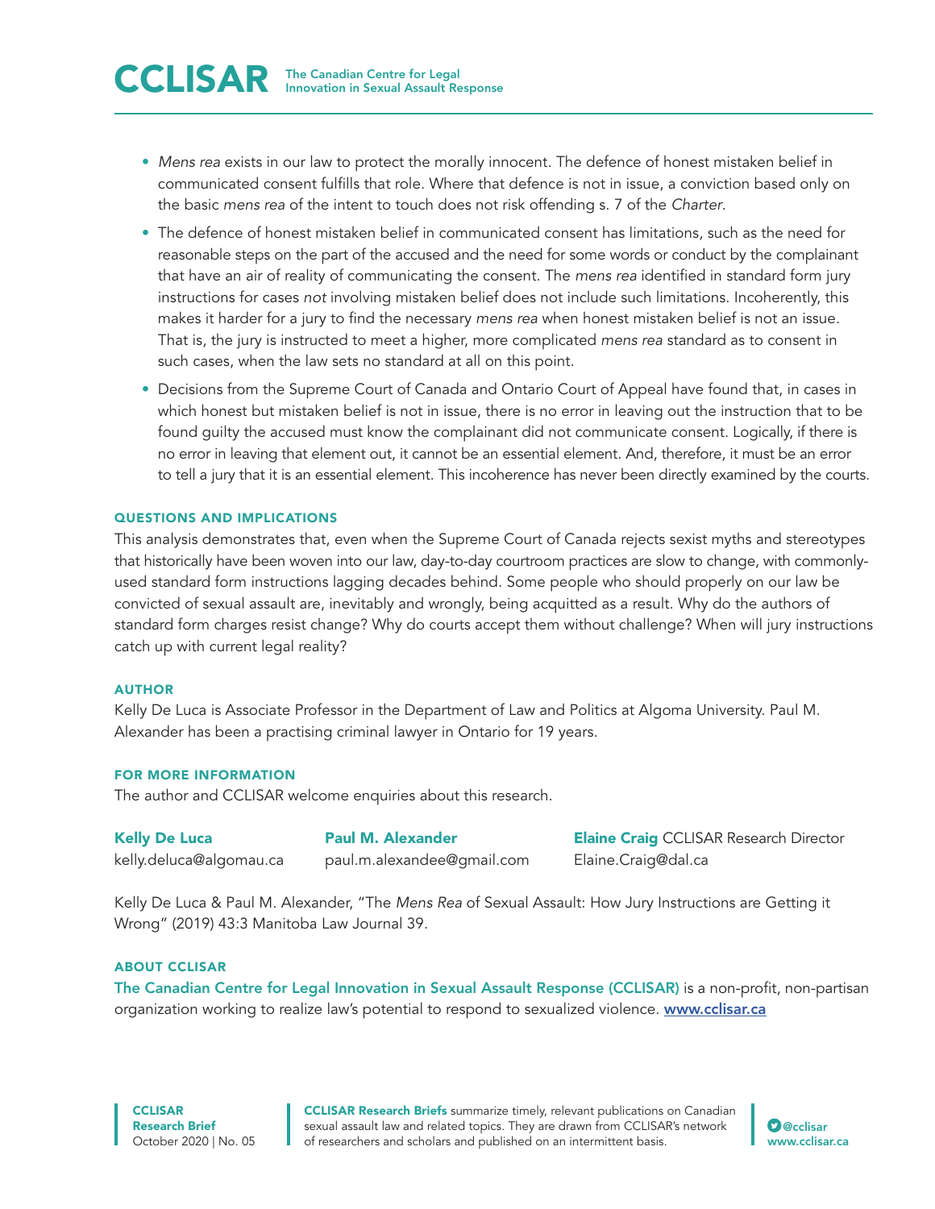- *Mens rea* exists in our law to protect the morally innocent. The defence of honest mistaken belief in communicated consent fulfills that role. Where that defence is not in issue, a conviction based only on the basic *mens rea* of the intent to touch does not risk offending s. 7 of the *Charter*.
- The defence of honest mistaken belief in communicated consent has limitations, such as the need for reasonable steps on the part of the accused and the need for some words or conduct by the complainant that have an air of reality of communicating the consent. The *mens rea* identified in standard form jury instructions for cases *not* involving mistaken belief does not include such limitations. Incoherently, this makes it harder for a jury to find the necessary *mens rea* when honest mistaken belief is not an issue. That is, the jury is instructed to meet a higher, more complicated *mens rea* standard as to consent in such cases, when the law sets no standard at all on this point.
- Decisions from the Supreme Court of Canada and Ontario Court of Appeal have found that, in cases in which honest but mistaken belief is not in issue, there is no error in leaving out the instruction that to be found guilty the accused must know the complainant did not communicate consent. Logically, if there is no error in leaving that element out, it cannot be an essential element. And, therefore, it must be an error to tell a jury that it is an essential element. This incoherence has never been directly examined by the courts.

### QUESTIONS AND IMPLICATIONS

This analysis demonstrates that, even when the Supreme Court of Canada rejects sexist myths and stereotypes that historically have been woven into our law, day-to-day courtroom practices are slow to change, with commonly-used standard form instructions lagging decades behind. Some people who should properly on our law be convicted of sexual assault are, inevitably and wrongly, being acquitted as a result. Why do the authors of standard form charges resist change? Why do courts accept them without challenge? When will jury instructions catch up with current legal reality?

### AUTHOR

Kelly De Luca is Associate Professor in the Department of Law and Politics at Algoma University. Paul M. Alexander has been a practising criminal lawyer in Ontario for 19 years.

### FOR MORE INFORMATION

The author and CCLISAR welcome enquiries about this research.

**Kelly De Luca**
kelly.deluca@algomau.ca

**Paul M. Alexander**
paul.m.alexandee@gmail.com

**Elaine Craig** CCLISAR Research Director
Elaine.Craig@dal.ca

Kelly De Luca & Paul M. Alexander, "The *Mens Rea* of Sexual Assault: How Jury Instructions are Getting it Wrong" (2019) 43:3 Manitoba Law Journal 39.

### ABOUT CCLISAR

**The Canadian Centre for Legal Innovation in Sexual Assault Response (CCLISAR)** is a non-profit, non-partisan organization working to realize law's potential to respond to sexualized violence. [www.cclisar.ca](http://www.cclisar.ca)

**CCLISAR Research Brief**
October 2020 | No. 05

**CCLISAR Research Briefs** summarize timely, relevant publications on Canadian sexual assault law and related topics. They are drawn from CCLISAR's network of researchers and scholars and published on an intermittent basis.

@cclisar
www.cclisar.ca